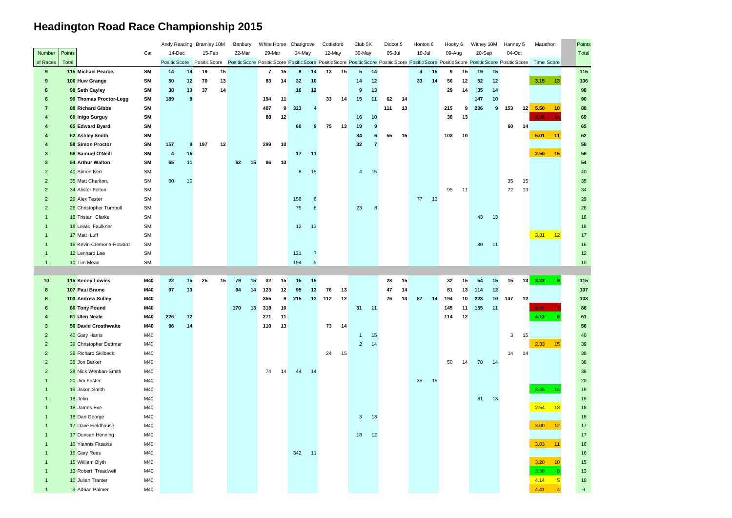# Headington Road Race Championship 2015

| Number | Points | | Cat | Andy Reading | | Bramley 10M | | Banbury | | White Horse | | Charlgrove | | Cottisford | | Club 5K | | Didcot 5 | | Honton 6 | | Hooky 6 | | Witney 10M | | Hanney 5 | | Marathon | | Points |
|---|---|---|---|---|---|---|---|---|---|---|---|---|---|---|---|---|---|---|---|---|---|---|---|---|---|---|---|---|---|---|
| | | | | 14-Dec | | 15-Feb | | 22-Mar | | 29-Mar | | 04-May | | 12-May | | 30-May | | 05-Jul | | 18-Jul | | 09-Aug | | 20-Sep | | 04-Oct | | | | Total |
| of Races | Total | | | Position | Score | Position | Score | Position | Score | Position | Score | Position | Score | Position | Score | Position | Score | Position | Score | Position | Score | Position | Score | Position | Score | Position | Score | Time | Score | |
| 9 | 115 | Michael Pearce, | SM | 14 | 14 | 19 | 15 | | | 7 | 15 | 9 | 14 | 13 | 15 | 5 | 14 | | | 4 | 15 | 9 | 15 | 19 | 15 | | | | | 115 |
| 9 | 106 | Huw Grange | SM | 50 | 12 | 70 | 13 | | | 83 | 14 | 32 | 10 | | | 14 | 12 | | | 33 | 14 | 56 | 12 | 52 | 12 | | | 3.15 | 13 | 106 |
| 6 | 98 | Seth Cayley | SM | 38 | 13 | 37 | 14 | | | | | 16 | 12 | | | 9 | 13 | | | | | 29 | 14 | 35 | 14 | | | | | 98 |
| 6 | 90 | Thomas Proctor-Legg | SM | 189 | 8 | | | | | 194 | 11 | | | 33 | 14 | 15 | 11 | 62 | 14 | | | | | 147 | 10 | | | | | 90 |
| 7 | 88 | Richard Gibbs | SM | | | | | | | 407 | 9 | 323 | 4 | | | | | 111 | 13 | | | 215 | 9 | 236 | 9 | 153 | 12 | 5.50 | 10 | 88 |
| 4 | 69 | Inigo Surguy | SM | | | | | | | 88 | 12 | | | | | 16 | 10 | | | | | 30 | 13 | | | | | 3.05 | 14 | 69 |
| 4 | 65 | Edward Byard | SM | | | | | | | | | 60 | 9 | 75 | 13 | 19 | 9 | | | | | | | | | 60 | 14 | | | 65 |
| 4 | 62 | Ashley Smith | SM | | | | | | | | | | | | | 34 | 6 | 55 | 15 | | | 103 | 10 | | | | | 5.01 | 11 | 62 |
| 4 | 58 | Simon Proctor | SM | 157 | 9 | 197 | 12 | | | 299 | 10 | | | | | 32 | 7 | | | | | | | | | | | | | 58 |
| 3 | 56 | Samuel O'Neill | SM | 4 | 15 | | | | | | | 17 | 11 | | | | | | | | | | | | | | | 2.50 | 15 | 56 |
| 3 | 54 | Arthur Walton | SM | 65 | 11 | | | 62 | 15 | 86 | 13 | | | | | | | | | | | | | | | | | | | 54 |
| 2 | 40 | Simon Kerr | SM | | | | | | | | | 8 | 15 | | | 4 | 15 | | | | | | | | | | | | | 40 |
| 2 | 35 | Matt Charlton, | SM | 80 | 10 | | | | | | | | | | | | | | | | | | | | | 35 | 15 | | | 35 |
| 2 | 34 | Alister Felton | SM | | | | | | | | | | | | | | | | | | | 95 | 11 | | | 72 | 13 | | | 34 |
| 2 | 29 | Alex Tester | SM | | | | | | | | | 158 | 6 | | | | | | | 77 | 13 | | | | | | | | | 29 |
| 2 | 26 | Christopher Turnbull | SM | | | | | | | | | 75 | 8 | | | 23 | 8 | | | | | | | | | | | | | 26 |
| 1 | 18 | Tristan Clarke | SM | | | | | | | | | | | | | | | | | | | | | 43 | 13 | | | | | 18 |
| 1 | 18 | Lewis Faulkner | SM | | | | | | | | | 12 | 13 | | | | | | | | | | | | | | | | | 18 |
| 1 | 17 | Matt Luff | SM | | | | | | | | | | | | | | | | | | | | | | | | | 3.31 | 12 | 17 |
| 1 | 16 | Kevin Cremona-Howard | SM | | | | | | | | | | | | | | | | | | | | | 80 | 11 | | | | | 16 |
| 1 | 12 | Lennard Lee | SM | | | | | | | | | 121 | 7 | | | | | | | | | | | | | | | | | 12 |
| 1 | 10 | Tim Mean | SM | | | | | | | | | 194 | 5 | | | | | | | | | | | | | | | | | 10 |
| | | | | | | | | | | | | | | | | | | | | | | | | | | | | | | |
| 10 | 115 | Kenny Lowies | M40 | 22 | 15 | 25 | 15 | 79 | 15 | 32 | 15 | 15 | 15 | | | | | 28 | 15 | | | 32 | 15 | 54 | 15 | 15 | 13 | 3.23 | 9 | 115 |
| 8 | 107 | Paul Brame | M40 | 97 | 13 | | | 94 | 14 | 123 | 12 | 95 | 13 | 76 | 13 | | | 47 | 14 | | | 81 | 13 | 114 | 12 | | | | | 107 |
| 8 | 103 | Andrew Sulley | M40 | | | | | | | 355 | 9 | 215 | 12 | 112 | 12 | | | 76 | 13 | 87 | 14 | 194 | 10 | 223 | 10 | 147 | 12 | | | 103 |
| 6 | 86 | Tony Pound | M40 | | | | | 170 | 13 | 318 | 10 | | | | | 31 | 11 | | | | | 145 | 11 | 155 | 11 | | | 3.57 | 7 | 86 |
| 4 | 61 | Ulen Neale | M40 | 226 | 12 | | | | | 271 | 11 | | | | | | | | | | | 114 | 12 | | | | | 4.13 | 6 | 61 |
| 3 | 56 | David Crosthwaite | M40 | 96 | 14 | | | | | 110 | 13 | | | 73 | 14 | | | | | | | | | | | | | | | 56 |
| 2 | 40 | Gary Harris | M40 | | | | | | | | | | | | | 1 | 15 | | | | | | | | | 3 | 15 | | | 40 |
| 2 | 39 | Christopher Dettmar | M40 | | | | | | | | | | | | | 2 | 14 | | | | | | | | | | | 2.33 | 15 | 39 |
| 2 | 39 | Richard Skilbeck | M40 | | | | | | | | | | | 24 | 15 | | | | | | | | | | | 14 | 14 | | | 39 |
| 2 | 38 | Jon Barker | M40 | | | | | | | | | | | | | | | | | | | 50 | 14 | 78 | 14 | | | | | 38 |
| 2 | 38 | Nick Wenban-Smith | M40 | | | | | | | 74 | 14 | 44 | 14 | | | | | | | | | | | | | | | | | 38 |
| 1 | 20 | Jim Foster | M40 | | | | | | | | | | | | | | | | | 35 | 15 | | | | | | | | | 20 |
| 1 | 19 | Jason Smith | M40 | | | | | | | | | | | | | | | | | | | | | | | | | 2.45 | 14 | 19 |
| 1 | 18 | John | M40 | | | | | | | | | | | | | | | | | | | | | 81 | 13 | | | | | 18 |
| 1 | 18 | James Eve | M40 | | | | | | | | | | | | | | | | | | | | | | | | | 2.54 | 13 | 18 |
| 1 | 18 | Dan George | M40 | | | | | | | | | | | | | 3 | 13 | | | | | | | | | | | | | 18 |
| 1 | 17 | Dave Fieldhouse | M40 | | | | | | | | | | | | | | | | | | | | | | | | | 3.00 | 12 | 17 |
| 1 | 17 | Duncan Henning | M40 | | | | | | | | | | | | | 18 | 12 | | | | | | | | | | | | | 17 |
| 1 | 16 | Yiannis Fitsakis | M40 | | | | | | | | | | | | | | | | | | | | | | | | | 3.03 | 11 | 16 |
| 1 | 16 | Gary Rees | M40 | | | | | | | | | 342 | 11 | | | | | | | | | | | | | | | | | 16 |
| 1 | 15 | William Blyth | M40 | | | | | | | | | | | | | | | | | | | | | | | | | 3.20 | 10 | 15 |
| 1 | 13 | Robert Treadwell | M40 | | | | | | | | | | | | | | | | | | | | | | | | | 3.38 | 8 | 13 |
| 1 | 10 | Julian Tranter | M40 | | | | | | | | | | | | | | | | | | | | | | | | | 4.14 | 5 | 10 |
| 1 | 9 | Adrian Palmer | M40 | | | | | | | | | | | | | | | | | | | | | | | | | 4.41 | 4 | 9 |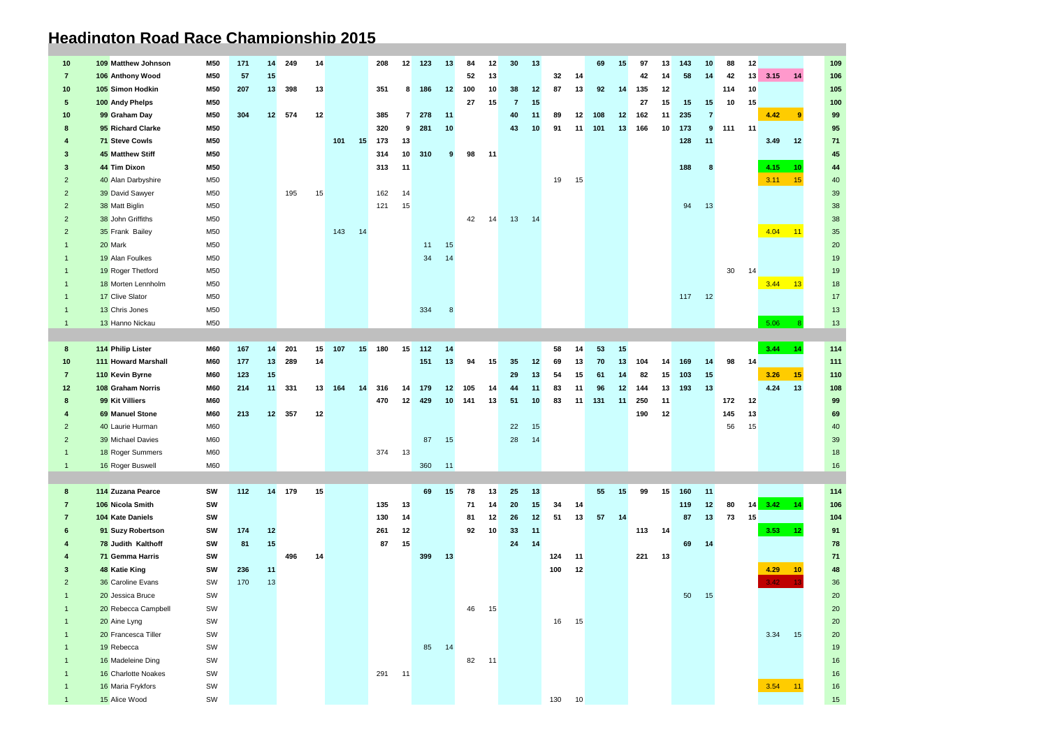# Headington Road Race Championship 2015

| | | | | | | | | | | | | | | | | | | | | | | | | | | | | | | |
|---|---|---|---|---|---|---|---|---|---|---|---|---|---|---|---|---|---|---|---|---|---|---|---|---|---|---|---|---|---|---|
| **10** | **109** | **Matthew Johnson** | **M50** | **171** | **14** | **249** | **14** | | | **208** | **12** | **123** | **13** | **84** | **12** | **30** | **13** | | | **69** | **15** | **97** | **13** | **143** | **10** | **88** | **12** | | | **109** |
| **7** | **106** | **Anthony Wood** | **M50** | **57** | **15** | | | | | | | | | **52** | **13** | | | **32** | **14** | | | **42** | **14** | **58** | **14** | **42** | **13** | **3.15** | **14** | **106** |
| **10** | **105** | **Simon Hodkin** | **M50** | **207** | **13** | **398** | **13** | | | **351** | **8** | **186** | **12** | **100** | **10** | **38** | **12** | **87** | **13** | **92** | **14** | **135** | **12** | | | **114** | **10** | | | **105** |
| **5** | **100** | **Andy Phelps** | **M50** | | | | | | | | | | | **27** | **15** | **7** | **15** | | | | | **27** | **15** | **15** | **15** | **10** | **15** | | | **100** |
| **10** | **99** | **Graham Day** | **M50** | **304** | **12** | **574** | **12** | | | **385** | **7** | **278** | **11** | | | **40** | **11** | **89** | **12** | **108** | **12** | **162** | **11** | **235** | **7** | | | **4.42** | **9** | **99** |
| **8** | **95** | **Richard Clarke** | **M50** | | | | | | | **320** | **9** | **281** | **10** | | | **43** | **10** | **91** | **11** | **101** | **13** | **166** | **10** | **173** | **9** | **111** | **11** | | | **95** |
| **4** | **71** | **Steve Cowls** | **M50** | | | | | **101** | **15** | **173** | **13** | | | | | | | | | | | | | **128** | **11** | | | **3.49** | **12** | **71** |
| **3** | **45** | **Matthew Stiff** | **M50** | | | | | | | **314** | **10** | **310** | **9** | **98** | **11** | | | | | | | | | | | | | | | **45** |
| **3** | **44** | **Tim Dixon** | **M50** | | | | | | | **313** | **11** | | | | | | | | | | | | | **188** | **8** | | | **4.15** | **10** | **44** |
| 2 | 40 | Alan Darbyshire | M50 | | | | | | | | | | | | | | | 19 | 15 | | | | | | | | | 3.11 | 15 | 40 |
| 2 | 39 | David Sawyer | M50 | | | 195 | 15 | | | 162 | 14 | | | | | | | | | | | | | | | | | | | 39 |
| 2 | 38 | Matt Biglin | M50 | | | | | | | 121 | 15 | | | | | | | | | | | | | 94 | 13 | | | | | 38 |
| 2 | 38 | John Griffiths | M50 | | | | | | | | | | | 42 | 14 | 13 | 14 | | | | | | | | | | | | | 38 |
| 2 | 35 | Frank Bailey | M50 | | | | | 143 | 14 | | | | | | | | | | | | | | | | | | | 4.04 | 11 | 35 |
| 1 | 20 | Mark | M50 | | | | | | | | | 11 | 15 | | | | | | | | | | | | | | | | | 20 |
| 1 | 19 | Alan Foulkes | M50 | | | | | | | | | 34 | 14 | | | | | | | | | | | | | | | | | 19 |
| 1 | 19 | Roger Thetford | M50 | | | | | | | | | | | | | | | | | | | | | | | 30 | 14 | | | 19 |
| 1 | 18 | Morten Lennholm | M50 | | | | | | | | | | | | | | | | | | | | | | | | | 3.44 | 13 | 18 |
| 1 | 17 | Clive Slator | M50 | | | | | | | | | | | | | | | | | | | | | 117 | 12 | | | | | 17 |
| 1 | 13 | Chris Jones | M50 | | | | | | | | | 334 | 8 | | | | | | | | | | | | | | | | | 13 |
| 1 | 13 | Hanno Nickau | M50 | | | | | | | | | | | | | | | | | | | | | | | | | 5.06 | 8 | 13 |
| | | | | | | | | | | | | | | | | | | | | | | | | | | | | | | |
| **8** | **114** | **Philip Lister** | **M60** | **167** | **14** | **201** | **15** | **107** | **15** | **180** | **15** | **112** | **14** | | | | | **58** | **14** | **53** | **15** | | | | | | | **3.44** | **14** | **114** |
| **10** | **111** | **Howard Marshall** | **M60** | **177** | **13** | **289** | **14** | | | | | **151** | **13** | **94** | **15** | **35** | **12** | **69** | **13** | **70** | **13** | **104** | **14** | **169** | **14** | **98** | **14** | | | **111** |
| **7** | **110** | **Kevin Byrne** | **M60** | **123** | **15** | | | | | | | | | | | **29** | **13** | **54** | **15** | **61** | **14** | **82** | **15** | **103** | **15** | | | **3.26** | **15** | **110** |
| **12** | **108** | **Graham Norris** | **M60** | **214** | **11** | **331** | **13** | **164** | **14** | **316** | **14** | **179** | **12** | **105** | **14** | **44** | **11** | **83** | **11** | **96** | **12** | **144** | **13** | **193** | **13** | | | **4.24** | **13** | **108** |
| **8** | **99** | **Kit Villiers** | **M60** | | | | | | | **470** | **12** | **429** | **10** | **141** | **13** | **51** | **10** | **83** | **11** | **131** | **11** | **250** | **11** | | | **172** | **12** | | | **99** |
| **4** | **69** | **Manuel Stone** | **M60** | **213** | **12** | **357** | **12** | | | | | | | | | | | | | | | **190** | **12** | | | **145** | **13** | | | **69** |
| 2 | 40 | Laurie Hurman | M60 | | | | | | | | | | | | | 22 | 15 | | | | | | | | | 56 | 15 | | | 40 |
| 2 | 39 | Michael Davies | M60 | | | | | | | | | 87 | 15 | | | 28 | 14 | | | | | | | | | | | | | 39 |
| 1 | 18 | Roger Summers | M60 | | | | | | | 374 | 13 | | | | | | | | | | | | | | | | | | | 18 |
| 1 | 16 | Roger Buswell | M60 | | | | | | | | | 360 | 11 | | | | | | | | | | | | | | | | | 16 |
| | | | | | | | | | | | | | | | | | | | | | | | | | | | | | | |
| **8** | **114** | **Zuzana Pearce** | **SW** | **112** | **14** | **179** | **15** | | | | | **69** | **15** | **78** | **13** | **25** | **13** | | | **55** | **15** | **99** | **15** | **160** | **11** | | | | | **114** |
| **7** | **106** | **Nicola Smith** | **SW** | | | | | | | **135** | **13** | | | **71** | **14** | **20** | **15** | **34** | **14** | | | | | **119** | **12** | **80** | **14** | **3.42** | **14** | **106** |
| **7** | **104** | **Kate Daniels** | **SW** | | | | | | | **130** | **14** | | | **81** | **12** | **26** | **12** | **51** | **13** | **57** | **14** | | | **87** | **13** | **73** | **15** | | | **104** |
| **6** | **91** | **Suzy Robertson** | **SW** | **174** | **12** | | | | | **261** | **12** | | | **92** | **10** | **33** | **11** | | | | | **113** | **14** | | | | | **3.53** | **12** | **91** |
| **4** | **78** | **Judith Kalthoff** | **SW** | **81** | **15** | | | | | **87** | **15** | | | | | **24** | **14** | | | | | | | **69** | **14** | | | | | **78** |
| **4** | **71** | **Gemma Harris** | **SW** | | | **496** | **14** | | | | | **399** | **13** | | | | | **124** | **11** | | | **221** | **13** | | | | | | | **71** |
| **3** | **48** | **Katie King** | **SW** | **236** | **11** | | | | | | | | | | | | | **100** | **12** | | | | | | | | | **4.29** | **10** | **48** |
| 2 | 36 | Caroline Evans | SW | 170 | 13 | | | | | | | | | | | | | | | | | | | | | | | 3.42 | 13 | 36 |
| 1 | 20 | Jessica Bruce | SW | | | | | | | | | | | | | | | | | | | | | 50 | 15 | | | | | 20 |
| 1 | 20 | Rebecca Campbell | SW | | | | | | | | | | | 46 | 15 | | | | | | | | | | | | | | | 20 |
| 1 | 20 | Aine Lyng | SW | | | | | | | | | | | | | | | 16 | 15 | | | | | | | | | | | 20 |
| 1 | 20 | Francesca Tiller | SW | | | | | | | | | | | | | | | | | | | | | | | | | 3.34 | 15 | 20 |
| 1 | 19 | Rebecca | SW | | | | | | | | | 85 | 14 | | | | | | | | | | | | | | | | | 19 |
| 1 | 16 | Madeleine Ding | SW | | | | | | | | | | | 82 | 11 | | | | | | | | | | | | | | | 16 |
| 1 | 16 | Charlotte Noakes | SW | | | | | | | 291 | 11 | | | | | | | | | | | | | | | | | | | 16 |
| 1 | 16 | Maria Frykfors | SW | | | | | | | | | | | | | | | | | | | | | | | | | 3.54 | 11 | 16 |
| 1 | 15 | Alice Wood | SW | | | | | | | | | | | | | | | 130 | 10 | | | | | | | | | | | 15 |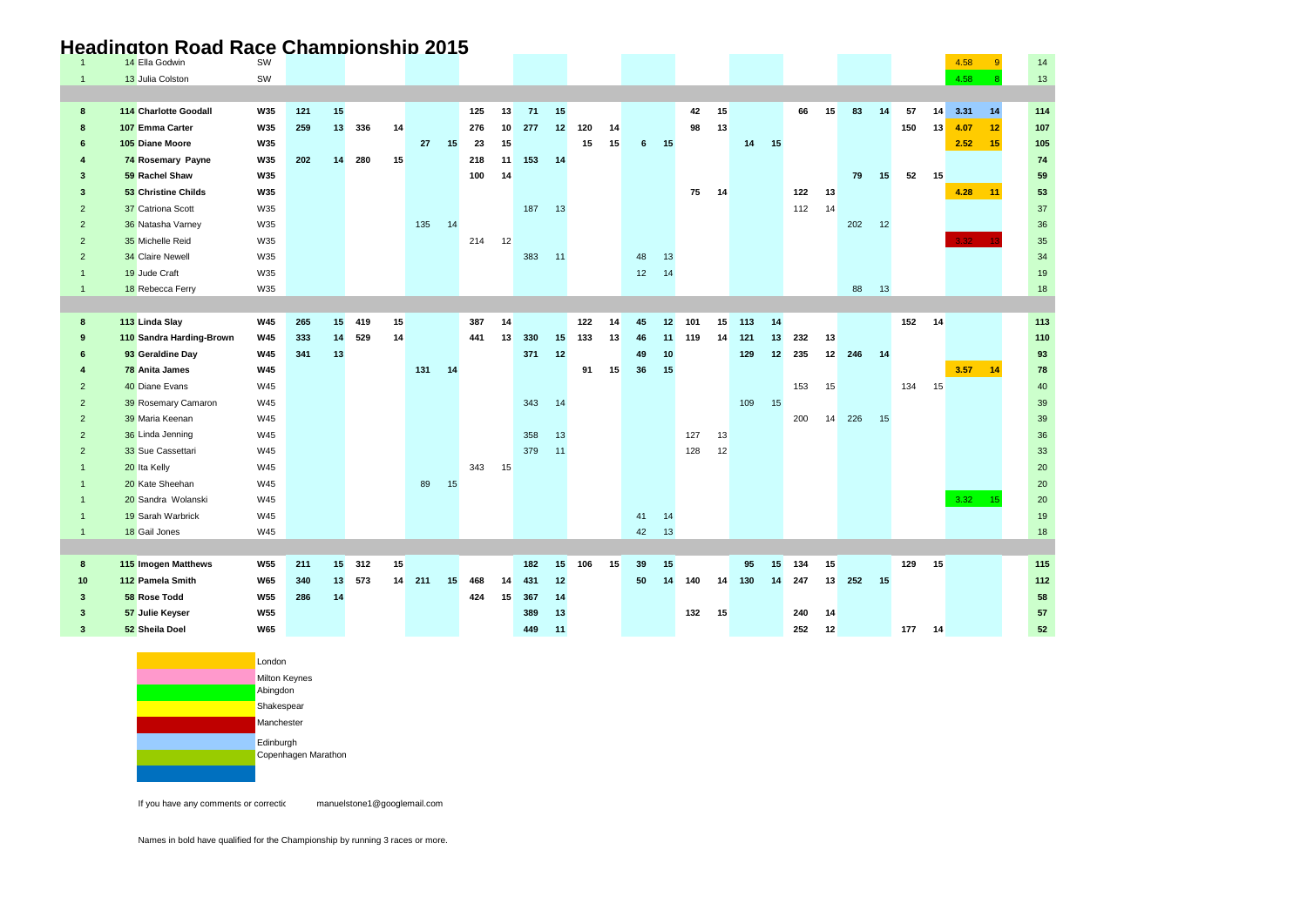# Headington Road Race Championship 2015

| | | | | | | | | | | | | | | | | | | | | | | | | | | | | | | |
|---|---|---|---|---|---|---|---|---|---|---|---|---|---|---|---|---|---|---|---|---|---|---|---|---|---|---|---|---|---|---|
| 1 | 14 | Ella Godwin | SW | | | | | | | | | | | | | | | | | | | | | | | | | 4.58 | 9 | 14 |
| 1 | 13 | Julia Colston | SW | | | | | | | | | | | | | | | | | | | | | | | | | 4.58 | 8 | 13 |
| | | | | | | | | | | | | | | | | | | | | | | | | | | | | | | |
| **8** | **114** | **Charlotte Goodall** | **W35** | **121** | **15** | | | | | **125** | **13** | **71** | **15** | | | | | **42** | **15** | | | **66** | **15** | **83** | **14** | **57** | **14** | **3.31** | **14** | **114** |
| **8** | **107** | **Emma Carter** | **W35** | **259** | **13** | **336** | **14** | | | **276** | **10** | **277** | **12** | **120** | **14** | | | **98** | **13** | | | | | | | **150** | **13** | **4.07** | **12** | **107** |
| **6** | **105** | **Diane Moore** | **W35** | | | | | **27** | **15** | **23** | **15** | | | **15** | **15** | **6** | **15** | | | **14** | **15** | | | | | | | **2.52** | **15** | **105** |
| **4** | **74** | **Rosemary Payne** | **W35** | **202** | **14** | **280** | **15** | | | **218** | **11** | **153** | **14** | | | | | | | | | | | | | | | | | **74** |
| **3** | **59** | **Rachel Shaw** | **W35** | | | | | | | **100** | **14** | | | | | | | | | | | | | **79** | **15** | **52** | **15** | | | **59** |
| **3** | **53** | **Christine Childs** | **W35** | | | | | | | | | | | | | | | **75** | **14** | | | **122** | **13** | | | | | **4.28** | **11** | **53** |
| 2 | 37 | Catriona Scott | W35 | | | | | | | | | 187 | 13 | | | | | | | | | 112 | 14 | | | | | | | 37 |
| 2 | 36 | Natasha Varney | W35 | | | | | 135 | 14 | | | | | | | | | | | | | | | 202 | 12 | | | | | 36 |
| 2 | 35 | Michelle Reid | W35 | | | | | | | 214 | 12 | | | | | | | | | | | | | | | | | 3.32 | 13 | 35 |
| 2 | 34 | Claire Newell | W35 | | | | | | | | | 383 | 11 | | | 48 | 13 | | | | | | | | | | | | | 34 |
| 1 | 19 | Jude Craft | W35 | | | | | | | | | | | | | 12 | 14 | | | | | | | | | | | | | 19 |
| 1 | 18 | Rebecca Ferry | W35 | | | | | | | | | | | | | | | | | | | | | 88 | 13 | | | | | 18 |
| | | | | | | | | | | | | | | | | | | | | | | | | | | | | | | |
| **8** | **113** | **Linda Slay** | **W45** | **265** | **15** | **419** | **15** | | | **387** | **14** | | | **122** | **14** | **45** | **12** | **101** | **15** | **113** | **14** | | | | | **152** | **14** | | | **113** |
| **9** | **110** | **Sandra Harding-Brown** | **W45** | **333** | **14** | **529** | **14** | | | **441** | **13** | **330** | **15** | **133** | **13** | **46** | **11** | **119** | **14** | **121** | **13** | **232** | **13** | | | | | | | **110** |
| **6** | **93** | **Geraldine Day** | **W45** | **341** | **13** | | | | | | | **371** | **12** | | | **49** | **10** | | | **129** | **12** | **235** | **12** | **246** | **14** | | | | | **93** |
| **4** | **78** | **Anita James** | **W45** | | | | | **131** | **14** | | | | | **91** | **15** | **36** | **15** | | | | | | | | | | | **3.57** | **14** | **78** |
| 2 | 40 | Diane Evans | W45 | | | | | | | | | | | | | | | | | | | 153 | 15 | | | 134 | 15 | | | 40 |
| 2 | 39 | Rosemary Camaron | W45 | | | | | | | | | 343 | 14 | | | | | | | 109 | 15 | | | | | | | | | 39 |
| 2 | 39 | Maria Keenan | W45 | | | | | | | | | | | | | | | | | | | 200 | 14 | 226 | 15 | | | | | 39 |
| 2 | 36 | Linda Jenning | W45 | | | | | | | | | 358 | 13 | | | | | 127 | 13 | | | | | | | | | | | 36 |
| 2 | 33 | Sue Cassettari | W45 | | | | | | | | | 379 | 11 | | | | | 128 | 12 | | | | | | | | | | | 33 |
| 1 | 20 | Ita Kelly | W45 | | | | | | | 343 | 15 | | | | | | | | | | | | | | | | | | | 20 |
| 1 | 20 | Kate Sheehan | W45 | | | | | 89 | 15 | | | | | | | | | | | | | | | | | | | | | 20 |
| 1 | 20 | Sandra Wolanski | W45 | | | | | | | | | | | | | | | | | | | | | | | | | 3.32 | 15 | 20 |
| 1 | 19 | Sarah Warbrick | W45 | | | | | | | | | | | | | 41 | 14 | | | | | | | | | | | | | 19 |
| 1 | 18 | Gail Jones | W45 | | | | | | | | | | | | | 42 | 13 | | | | | | | | | | | | | 18 |
| | | | | | | | | | | | | | | | | | | | | | | | | | | | | | | |
| **8** | **115** | **Imogen Matthews** | **W55** | **211** | **15** | **312** | **15** | | | | | **182** | **15** | **106** | **15** | **39** | **15** | | | **95** | **15** | **134** | **15** | | | **129** | **15** | | | **115** |
| **10** | **112** | **Pamela Smith** | **W65** | **340** | **13** | **573** | **14** | **211** | **15** | **468** | **14** | **431** | **12** | | | **50** | **14** | **140** | **14** | **130** | **14** | **247** | **13** | **252** | **15** | | | | | **112** |
| **3** | **58** | **Rose Todd** | **W55** | **286** | **14** | | | | | **424** | **15** | **367** | **14** | | | | | | | | | | | | | | | | | **58** |
| **3** | **57** | **Julie Keyser** | **W55** | | | | | | | | | **389** | **13** | | | | | **132** | **15** | | | **240** | **14** | | | | | | | **57** |
| **3** | **52** | **Sheila Doel** | **W65** | | | | | | | | | **449** | **11** | | | | | | | | | **252** | **12** | | | **177** | **14** | | | **52** |

London
Milton Keynes
Abingdon
Shakespear
Manchester
Edinburgh
Copenhagen Marathon

If you have any comments or correctic manuelstone1@googlemail.com

Names in bold have qualified for the Championship by running 3 races or more.